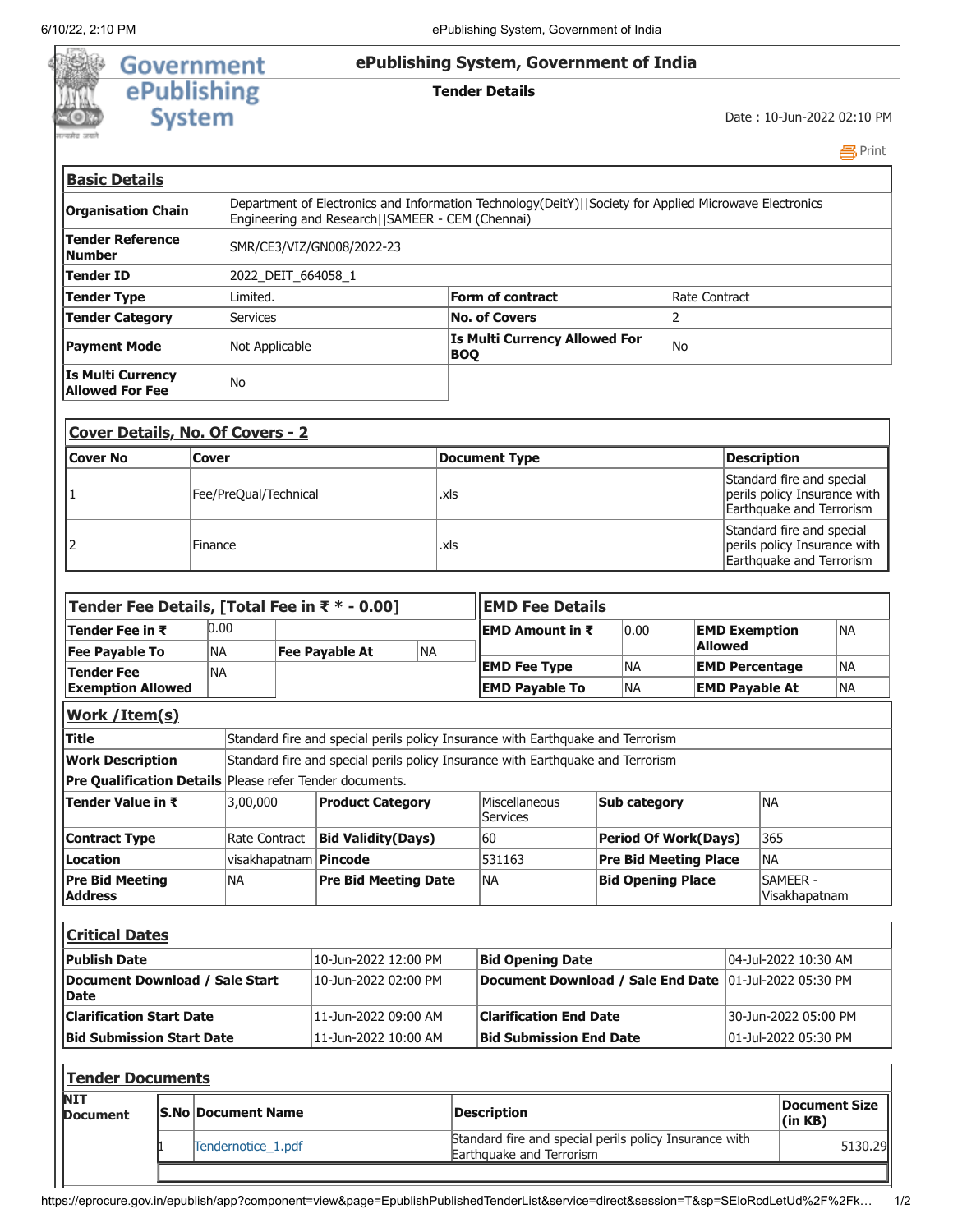# ePublishing System, Government of India

## Tender Details

Date : 10-Jun-2022 02:10 PM

### Basic Details

| | | | |
|---|---|---|---|
| **Organisation Chain** | Department of Electronics and Information Technology(DeitY)\|\|Society for Applied Microwave Electronics Engineering and Research\|\|SAMEER - CEM (Chennai) | | |
| **Tender Reference Number** | SMR/CE3/VIZ/GN008/2022-23 | | |
| **Tender ID** | 2022_DEIT_664058_1 | | |
| **Tender Type** | Limited. | **Form of contract** | Rate Contract |
| **Tender Category** | Services | **No. of Covers** | 2 |
| **Payment Mode** | Not Applicable | **Is Multi Currency Allowed For BOQ** | No |
| **Is Multi Currency Allowed For Fee** | No | | |

### Cover Details, No. Of Covers - 2

| Cover No | Cover | Document Type | Description |
|---|---|---|---|
| 1 | Fee/PreQual/Technical | .xls | Standard fire and special perils policy Insurance with Earthquake and Terrorism |
| 2 | Finance | .xls | Standard fire and special perils policy Insurance with Earthquake and Terrorism |

### Tender Fee Details, [Total Fee in ₹ * - 0.00]

| | | | |
|---|---|---|---|
| **Tender Fee in ₹** | 0.00 | | |
| **Fee Payable To** | NA | **Fee Payable At** | NA |
| **Tender Fee Exemption Allowed** | NA | | |

### EMD Fee Details

| | | | |
|---|---|---|---|
| **EMD Amount in ₹** | 0.00 | **EMD Exemption Allowed** | NA |
| **EMD Fee Type** | NA | **EMD Percentage** | NA |
| **EMD Payable To** | NA | **EMD Payable At** | NA |

### Work /Item(s)

| | | | | | |
|---|---|---|---|---|---|
| **Title** | Standard fire and special perils policy Insurance with Earthquake and Terrorism | | | | |
| **Work Description** | Standard fire and special perils policy Insurance with Earthquake and Terrorism | | | | |
| **Pre Qualification Details** | Please refer Tender documents. | | | | |
| **Tender Value in ₹** | 3,00,000 | **Product Category** | Miscellaneous Services | **Sub category** | NA |
| **Contract Type** | Rate Contract | **Bid Validity(Days)** | 60 | **Period Of Work(Days)** | 365 |
| **Location** | visakhapatnam | **Pincode** | 531163 | **Pre Bid Meeting Place** | NA |
| **Pre Bid Meeting Address** | NA | **Pre Bid Meeting Date** | NA | **Bid Opening Place** | SAMEER - Visakhapatnam |

### Critical Dates

| | | | |
|---|---|---|---|
| **Publish Date** | 10-Jun-2022 12:00 PM | **Bid Opening Date** | 04-Jul-2022 10:30 AM |
| **Document Download / Sale Start Date** | 10-Jun-2022 02:00 PM | **Document Download / Sale End Date** | 01-Jul-2022 05:30 PM |
| **Clarification Start Date** | 11-Jun-2022 09:00 AM | **Clarification End Date** | 30-Jun-2022 05:00 PM |
| **Bid Submission Start Date** | 11-Jun-2022 10:00 AM | **Bid Submission End Date** | 01-Jul-2022 05:30 PM |

### Tender Documents

**NIT Document**

| S.No | Document Name | Description | Document Size (in KB) |
|---|---|---|---|
| 1 | Tendernotice_1.pdf | Standard fire and special perils policy Insurance with Earthquake and Terrorism | 5130.29 |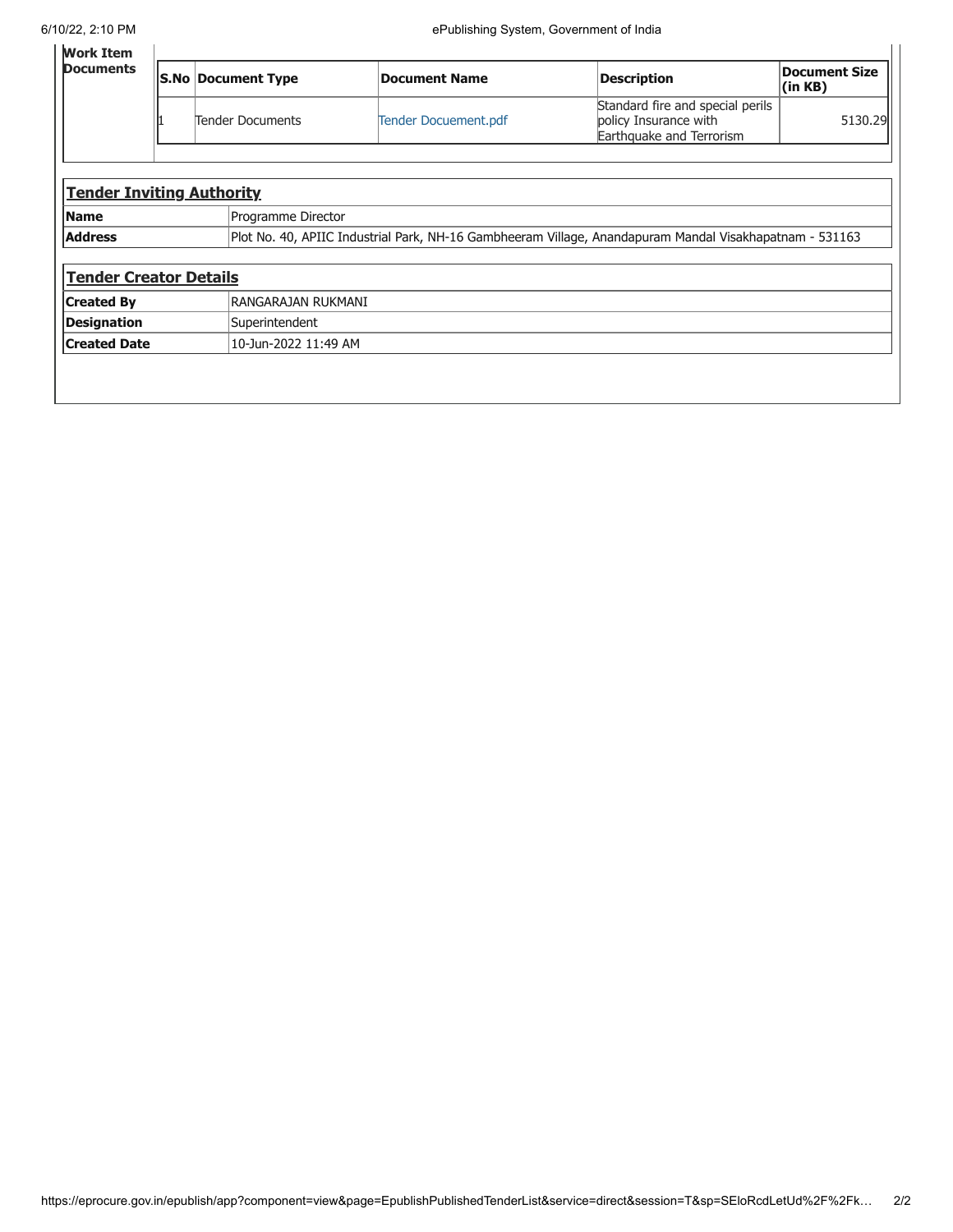**Work Item Documents**

| S.No | Document Type | Document Name | Description | Document Size (in KB) |
|---|---|---|---|---|
| 1 | Tender Documents | Tender Docuement.pdf | Standard fire and special perils policy Insurance with Earthquake and Terrorism | 5130.29 |

## Tender Inviting Authority

| | |
|---|---|
| **Name** | Programme Director |
| **Address** | Plot No. 40, APIIC Industrial Park, NH-16 Gambheeram Village, Anandapuram Mandal Visakhapatnam - 531163 |

## Tender Creator Details

| | |
|---|---|
| **Created By** | RANGARAJAN RUKMANI |
| **Designation** | Superintendent |
| **Created Date** | 10-Jun-2022 11:49 AM |